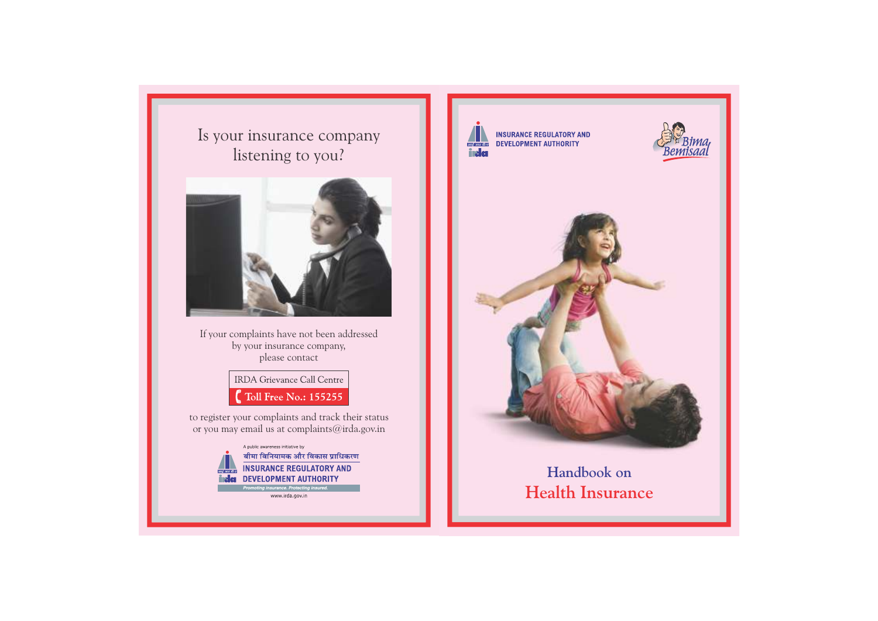# Is your insurance company listening to you?

If your complaints have not been addressed by your insurance company, please contact

IRDA Grievance Call Centre

**Toll Free No.: 155255**

to register your complaints and track their status or you may email us at complaints@irda.gov.in

A public awareness initiative by

बीमा विनियामक और विकास प्राधिकरण

**INSURANCE REGULATORY AND DEVELOPMENT AUTHORITY**

*Promoting insurance. Protecting insured.*

www.irda.gov.in

**INSURANCE REGULATORY AND DEVELOPMENT AUTHORITY**

Bima Bemisaal

# Handbook on Health Insurance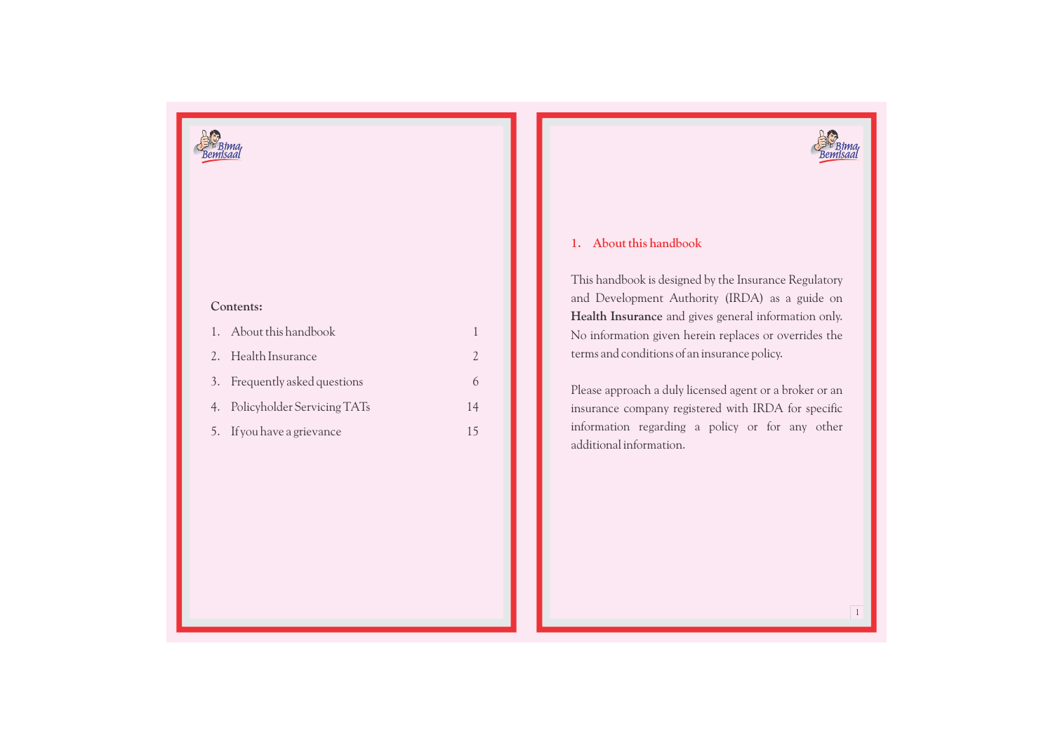**Contents:**

| | | |
|---|---|---|
| 1. | About this handbook | 1 |
| 2. | Health Insurance | 2 |
| 3. | Frequently asked questions | 6 |
| 4. | Policyholder Servicing TATs | 14 |
| 5. | If you have a grievance | 15 |

## 1. About this handbook

This handbook is designed by the Insurance Regulatory and Development Authority (IRDA) as a guide on **Health Insurance** and gives general information only. No information given herein replaces or overrides the terms and conditions of an insurance policy.

Please approach a duly licensed agent or a broker or an insurance company registered with IRDA for specific information regarding a policy or for any other additional information.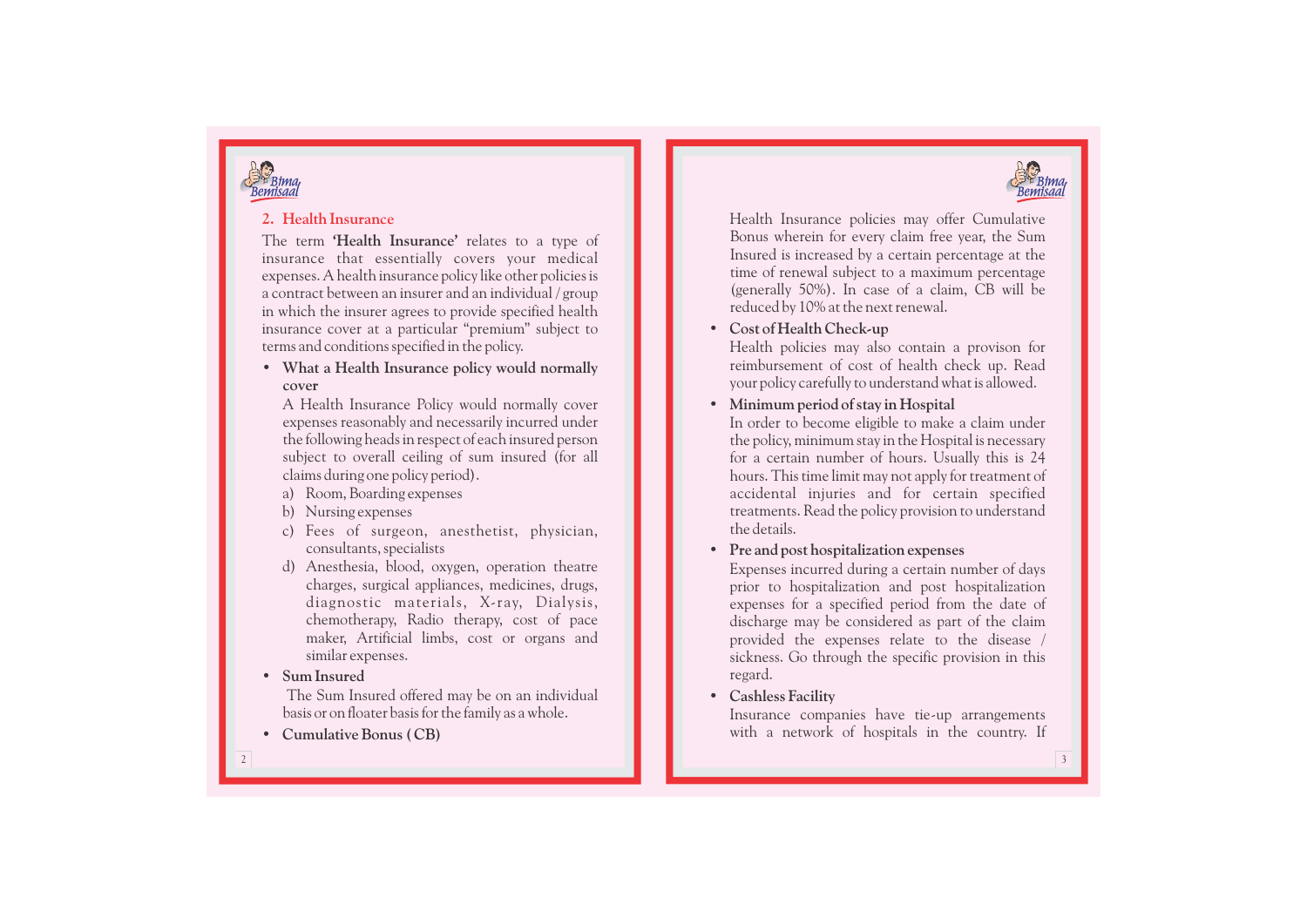## 2. Health Insurance

The term **'Health Insurance'** relates to a type of insurance that essentially covers your medical expenses. A health insurance policy like other policies is a contract between an insurer and an individual / group in which the insurer agrees to provide specified health insurance cover at a particular "premium" subject to terms and conditions specified in the policy.

- **What a Health Insurance policy would normally cover**

  A Health Insurance Policy would normally cover expenses reasonably and necessarily incurred under the following heads in respect of each insured person subject to overall ceiling of sum insured (for all claims during one policy period).

  a) Room, Boarding expenses
  b) Nursing expenses
  c) Fees of surgeon, anesthetist, physician, consultants, specialists
  d) Anesthesia, blood, oxygen, operation theatre charges, surgical appliances, medicines, drugs, diagnostic materials, X-ray, Dialysis, chemotherapy, Radio therapy, cost of pace maker, Artificial limbs, cost or organs and similar expenses.

- **Sum Insured**

  The Sum Insured offered may be on an individual basis or on floater basis for the family as a whole.

- **Cumulative Bonus ( CB)**

  Health Insurance policies may offer Cumulative Bonus wherein for every claim free year, the Sum Insured is increased by a certain percentage at the time of renewal subject to a maximum percentage (generally 50%). In case of a claim, CB will be reduced by 10% at the next renewal.

- **Cost of Health Check-up**

  Health policies may also contain a provison for reimbursement of cost of health check up. Read your policy carefully to understand what is allowed.

- **Minimum period of stay in Hospital**

  In order to become eligible to make a claim under the policy, minimum stay in the Hospital is necessary for a certain number of hours. Usually this is 24 hours. This time limit may not apply for treatment of accidental injuries and for certain specified treatments. Read the policy provision to understand the details.

- **Pre and post hospitalization expenses**

  Expenses incurred during a certain number of days prior to hospitalization and post hospitalization expenses for a specified period from the date of discharge may be considered as part of the claim provided the expenses relate to the disease / sickness. Go through the specific provision in this regard.

- **Cashless Facility**

  Insurance companies have tie-up arrangements with a network of hospitals in the country. If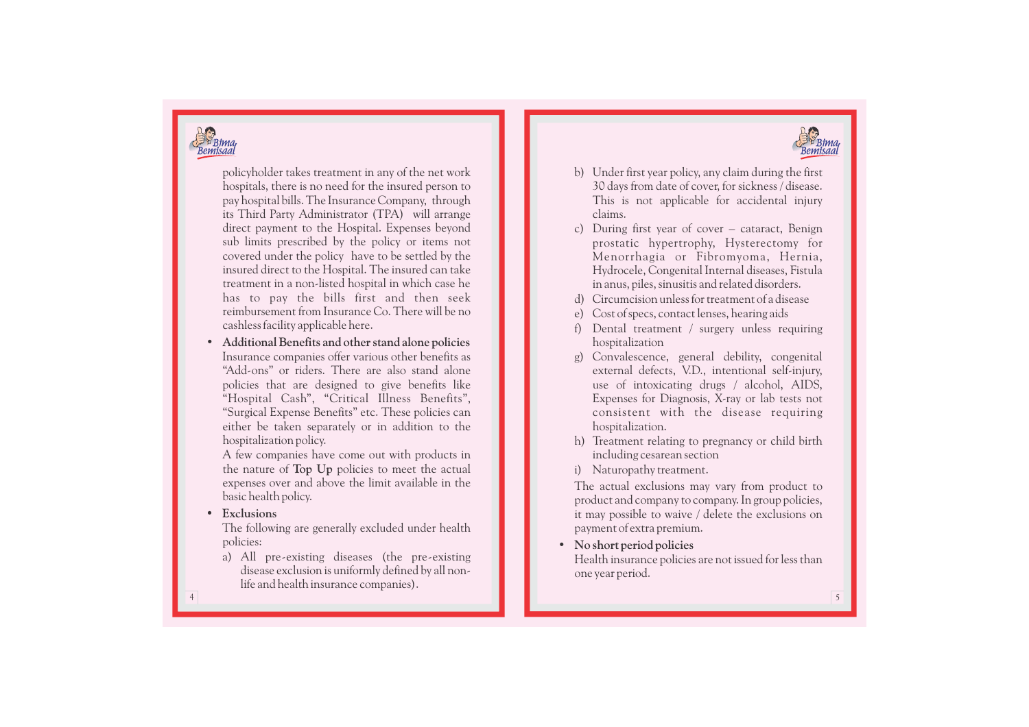policyholder takes treatment in any of the net work hospitals, there is no need for the insured person to pay hospital bills. The Insurance Company, through its Third Party Administrator (TPA) will arrange direct payment to the Hospital. Expenses beyond sub limits prescribed by the policy or items not covered under the policy have to be settled by the insured direct to the Hospital. The insured can take treatment in a non-listed hospital in which case he has to pay the bills first and then seek reimbursement from Insurance Co. There will be no cashless facility applicable here.

- **Additional Benefits and other stand alone policies**

  Insurance companies offer various other benefits as "Add-ons" or riders. There are also stand alone policies that are designed to give benefits like "Hospital Cash", "Critical Illness Benefits", "Surgical Expense Benefits" etc. These policies can either be taken separately or in addition to the hospitalization policy.

  A few companies have come out with products in the nature of **Top Up** policies to meet the actual expenses over and above the limit available in the basic health policy.

- **Exclusions**

  The following are generally excluded under health policies:

  a) All pre-existing diseases (the pre-existing disease exclusion is uniformly defined by all non-life and health insurance companies).

  b) Under first year policy, any claim during the first 30 days from date of cover, for sickness / disease. This is not applicable for accidental injury claims.

  c) During first year of cover – cataract, Benign prostatic hypertrophy, Hysterectomy for Menorrhagia or Fibromyoma, Hernia, Hydrocele, Congenital Internal diseases, Fistula in anus, piles, sinusitis and related disorders.

  d) Circumcision unless for treatment of a disease

  e) Cost of specs, contact lenses, hearing aids

  f) Dental treatment / surgery unless requiring hospitalization

  g) Convalescence, general debility, congenital external defects, V.D., intentional self-injury, use of intoxicating drugs / alcohol, AIDS, Expenses for Diagnosis, X-ray or lab tests not consistent with the disease requiring hospitalization.

  h) Treatment relating to pregnancy or child birth including cesarean section

  i) Naturopathy treatment.

  The actual exclusions may vary from product to product and company to company. In group policies, it may possible to waive / delete the exclusions on payment of extra premium.

- **No short period policies**

  Health insurance policies are not issued for less than one year period.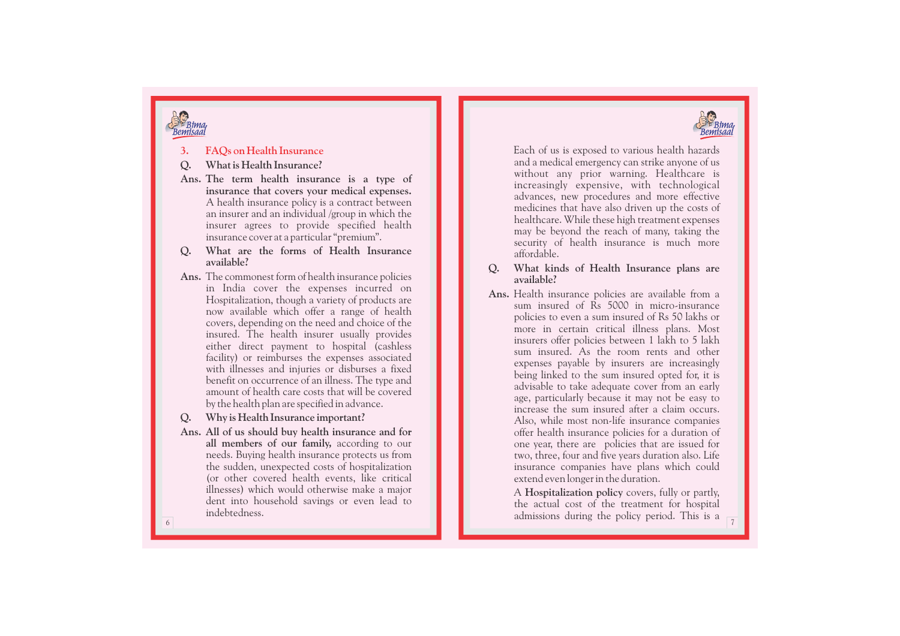## 3. FAQs on Health Insurance

**Q. What is Health Insurance?**

**Ans. The term health insurance is a type of insurance that covers your medical expenses.** A health insurance policy is a contract between an insurer and an individual /group in which the insurer agrees to provide specified health insurance cover at a particular "premium".

**Q. What are the forms of Health Insurance available?**

**Ans.** The commonest form of health insurance policies in India cover the expenses incurred on Hospitalization, though a variety of products are now available which offer a range of health covers, depending on the need and choice of the insured. The health insurer usually provides either direct payment to hospital (cashless facility) or reimburses the expenses associated with illnesses and injuries or disburses a fixed benefit on occurrence of an illness. The type and amount of health care costs that will be covered by the health plan are specified in advance.

**Q. Why is Health Insurance important?**

**Ans. All of us should buy health insurance and for all members of our family,** according to our needs. Buying health insurance protects us from the sudden, unexpected costs of hospitalization (or other covered health events, like critical illnesses) which would otherwise make a major dent into household savings or even lead to indebtedness.

Each of us is exposed to various health hazards and a medical emergency can strike anyone of us without any prior warning. Healthcare is increasingly expensive, with technological advances, new procedures and more effective medicines that have also driven up the costs of healthcare. While these high treatment expenses may be beyond the reach of many, taking the security of health insurance is much more affordable.

**Q. What kinds of Health Insurance plans are available?**

**Ans.** Health insurance policies are available from a sum insured of Rs 5000 in micro-insurance policies to even a sum insured of Rs 50 lakhs or more in certain critical illness plans. Most insurers offer policies between 1 lakh to 5 lakh sum insured. As the room rents and other expenses payable by insurers are increasingly being linked to the sum insured opted for, it is advisable to take adequate cover from an early age, particularly because it may not be easy to increase the sum insured after a claim occurs. Also, while most non-life insurance companies offer health insurance policies for a duration of one year, there are policies that are issued for two, three, four and five years duration also. Life insurance companies have plans which could extend even longer in the duration.

A **Hospitalization policy** covers, fully or partly, the actual cost of the treatment for hospital admissions during the policy period. This is a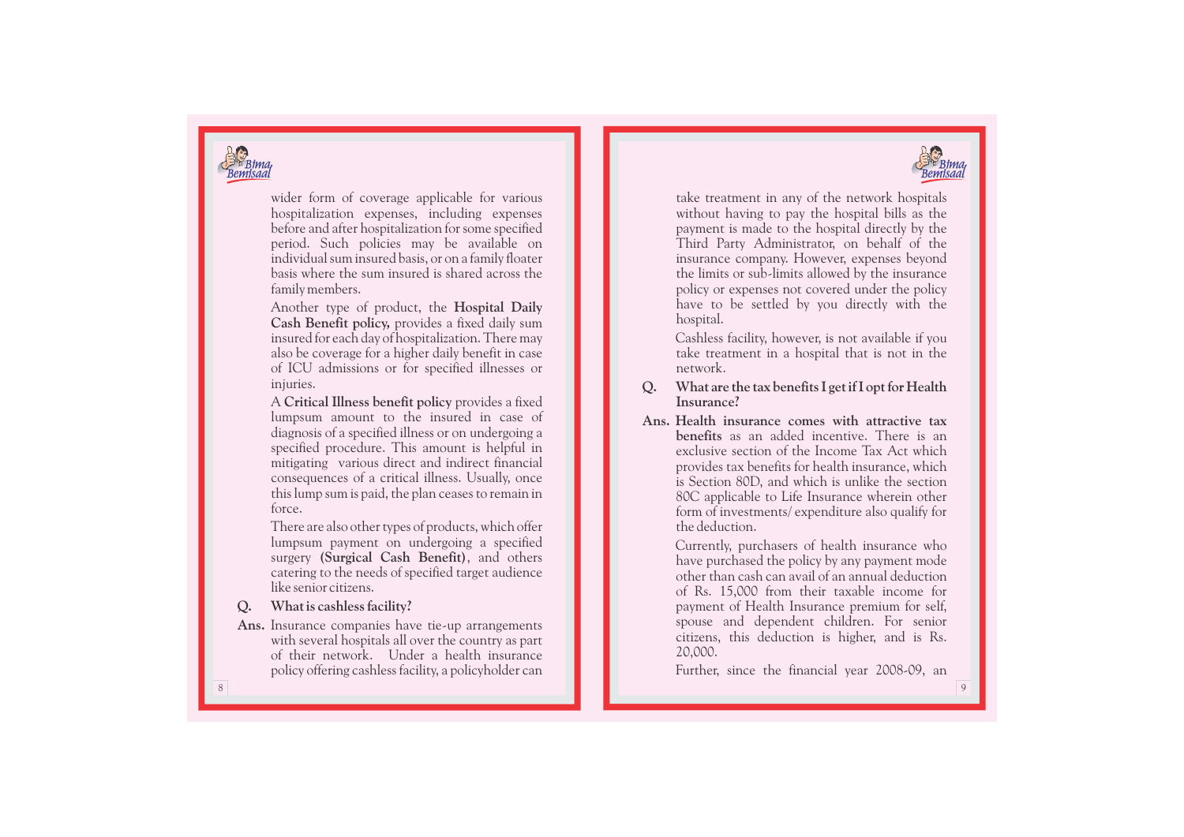wider form of coverage applicable for various hospitalization expenses, including expenses before and after hospitalization for some specified period. Such policies may be available on individual sum insured basis, or on a family floater basis where the sum insured is shared across the family members.

Another type of product, the **Hospital Daily Cash Benefit policy,** provides a fixed daily sum insured for each day of hospitalization. There may also be coverage for a higher daily benefit in case of ICU admissions or for specified illnesses or injuries.

A **Critical Illness benefit policy** provides a fixed lumpsum amount to the insured in case of diagnosis of a specified illness or on undergoing a specified procedure. This amount is helpful in mitigating various direct and indirect financial consequences of a critical illness. Usually, once this lump sum is paid, the plan ceases to remain in force.

There are also other types of products, which offer lumpsum payment on undergoing a specified surgery **(Surgical Cash Benefit)**, and others catering to the needs of specified target audience like senior citizens.

**Q. What is cashless facility?**

**Ans.** Insurance companies have tie-up arrangements with several hospitals all over the country as part of their network. Under a health insurance policy offering cashless facility, a policyholder can take treatment in any of the network hospitals without having to pay the hospital bills as the payment is made to the hospital directly by the Third Party Administrator, on behalf of the insurance company. However, expenses beyond the limits or sub-limits allowed by the insurance policy or expenses not covered under the policy have to be settled by you directly with the hospital.

Cashless facility, however, is not available if you take treatment in a hospital that is not in the network.

**Q. What are the tax benefits I get if I opt for Health Insurance?**

**Ans. Health insurance comes with attractive tax benefits** as an added incentive. There is an exclusive section of the Income Tax Act which provides tax benefits for health insurance, which is Section 80D, and which is unlike the section 80C applicable to Life Insurance wherein other form of investments/ expenditure also qualify for the deduction.

Currently, purchasers of health insurance who have purchased the policy by any payment mode other than cash can avail of an annual deduction of Rs. 15,000 from their taxable income for payment of Health Insurance premium for self, spouse and dependent children. For senior citizens, this deduction is higher, and is Rs. 20,000.

Further, since the financial year 2008-09, an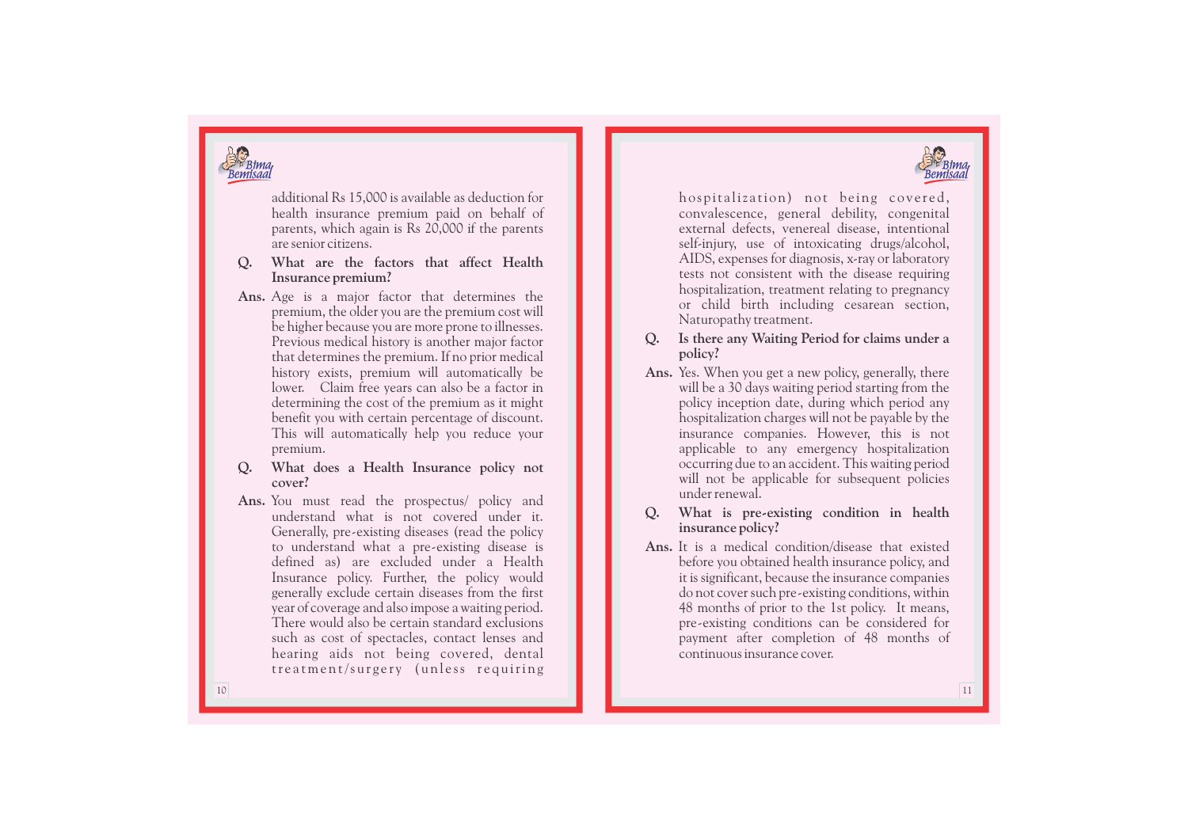additional Rs 15,000 is available as deduction for health insurance premium paid on behalf of parents, which again is Rs 20,000 if the parents are senior citizens.

**Q. What are the factors that affect Health Insurance premium?**

**Ans.** Age is a major factor that determines the premium, the older you are the premium cost will be higher because you are more prone to illnesses. Previous medical history is another major factor that determines the premium. If no prior medical history exists, premium will automatically be lower. Claim free years can also be a factor in determining the cost of the premium as it might benefit you with certain percentage of discount. This will automatically help you reduce your premium.

**Q. What does a Health Insurance policy not cover?**

**Ans.** You must read the prospectus/ policy and understand what is not covered under it. Generally, pre-existing diseases (read the policy to understand what a pre-existing disease is defined as) are excluded under a Health Insurance policy. Further, the policy would generally exclude certain diseases from the first year of coverage and also impose a waiting period. There would also be certain standard exclusions such as cost of spectacles, contact lenses and hearing aids not being covered, dental treatment/surgery (unless requiring hospitalization) not being covered, convalescence, general debility, congenital external defects, venereal disease, intentional self-injury, use of intoxicating drugs/alcohol, AIDS, expenses for diagnosis, x-ray or laboratory tests not consistent with the disease requiring hospitalization, treatment relating to pregnancy or child birth including cesarean section, Naturopathy treatment.

**Q. Is there any Waiting Period for claims under a policy?**

**Ans.** Yes. When you get a new policy, generally, there will be a 30 days waiting period starting from the policy inception date, during which period any hospitalization charges will not be payable by the insurance companies. However, this is not applicable to any emergency hospitalization occurring due to an accident. This waiting period will not be applicable for subsequent policies under renewal.

**Q. What is pre-existing condition in health insurance policy?**

**Ans.** It is a medical condition/disease that existed before you obtained health insurance policy, and it is significant, because the insurance companies do not cover such pre-existing conditions, within 48 months of prior to the 1st policy. It means, pre-existing conditions can be considered for payment after completion of 48 months of continuous insurance cover.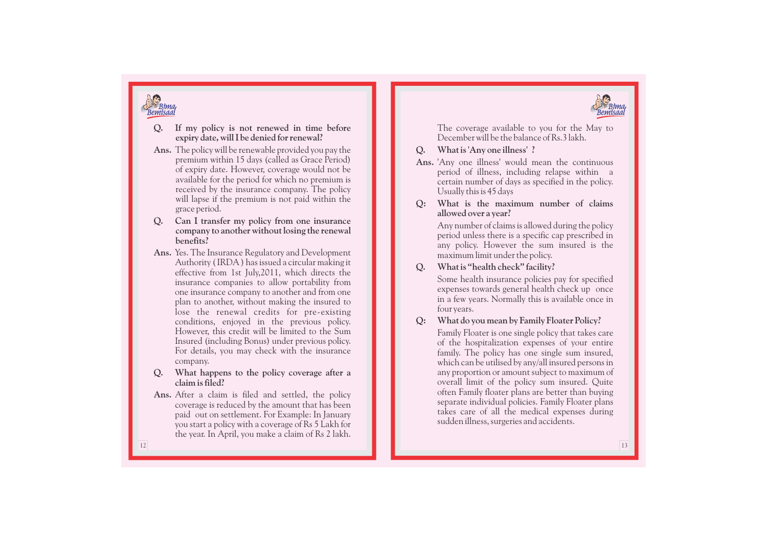**Q. If my policy is not renewed in time before expiry date, will I be denied for renewal?**

**Ans.** The policy will be renewable provided you pay the premium within 15 days (called as Grace Period) of expiry date. However, coverage would not be available for the period for which no premium is received by the insurance company. The policy will lapse if the premium is not paid within the grace period.

**Q. Can I transfer my policy from one insurance company to another without losing the renewal benefits?**

**Ans.** Yes. The Insurance Regulatory and Development Authority ( IRDA ) has issued a circular making it effective from 1st July,2011, which directs the insurance companies to allow portability from one insurance company to another and from one plan to another, without making the insured to lose the renewal credits for pre-existing conditions, enjoyed in the previous policy. However, this credit will be limited to the Sum Insured (including Bonus) under previous policy. For details, you may check with the insurance company.

**Q. What happens to the policy coverage after a claim is filed?**

**Ans.** After a claim is filed and settled, the policy coverage is reduced by the amount that has been paid out on settlement. For Example: In January you start a policy with a coverage of Rs 5 Lakh for the year. In April, you make a claim of Rs 2 lakh. The coverage available to you for the May to December will be the balance of Rs.3 lakh.

**Q. What is 'Any one illness' ?**

**Ans.** 'Any one illness' would mean the continuous period of illness, including relapse within a certain number of days as specified in the policy. Usually this is 45 days

**Q: What is the maximum number of claims allowed over a year?**

Any number of claims is allowed during the policy period unless there is a specific cap prescribed in any policy. However the sum insured is the maximum limit under the policy.

**Q. What is "health check" facility?**

Some health insurance policies pay for specified expenses towards general health check up once in a few years. Normally this is available once in four years.

**Q: What do you mean by Family Floater Policy?**

Family Floater is one single policy that takes care of the hospitalization expenses of your entire family. The policy has one single sum insured, which can be utilised by any/all insured persons in any proportion or amount subject to maximum of overall limit of the policy sum insured. Quite often Family floater plans are better than buying separate individual policies. Family Floater plans takes care of all the medical expenses during sudden illness, surgeries and accidents.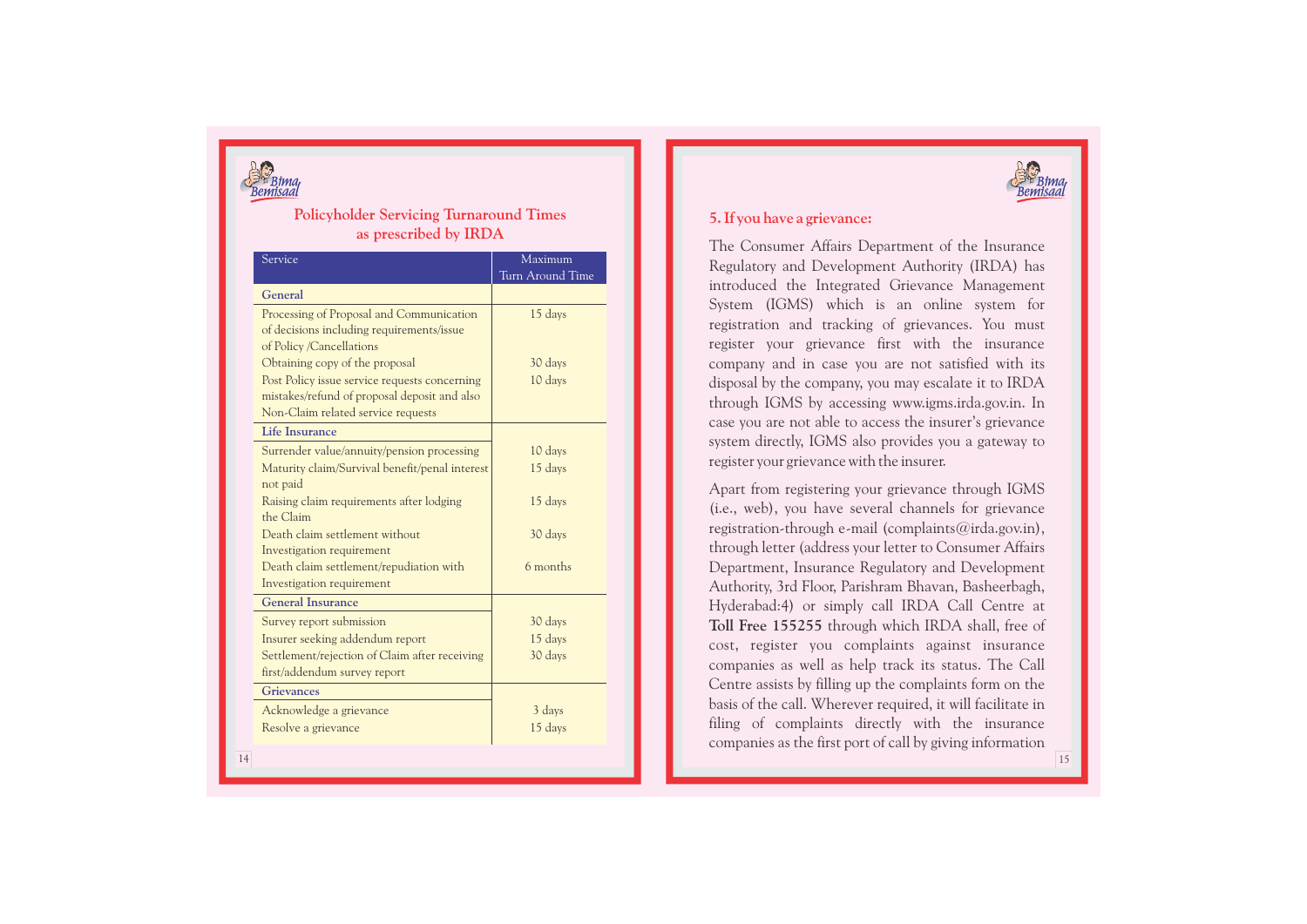## Policyholder Servicing Turnaround Times as prescribed by IRDA

| Service | Maximum Turn Around Time |
| --- | --- |
| **General** | |
| Processing of Proposal and Communication of decisions including requirements/issue of Policy /Cancellations | 15 days |
| Obtaining copy of the proposal | 30 days |
| Post Policy issue service requests concerning mistakes/refund of proposal deposit and also Non-Claim related service requests | 10 days |
| **Life Insurance** | |
| Surrender value/annuity/pension processing | 10 days |
| Maturity claim/Survival benefit/penal interest not paid | 15 days |
| Raising claim requirements after lodging the Claim | 15 days |
| Death claim settlement without Investigation requirement | 30 days |
| Death claim settlement/repudiation with Investigation requirement | 6 months |
| **General Insurance** | |
| Survey report submission | 30 days |
| Insurer seeking addendum report | 15 days |
| Settlement/rejection of Claim after receiving first/addendum survey report | 30 days |
| **Grievances** | |
| Acknowledge a grievance | 3 days |
| Resolve a grievance | 15 days |

## 5. If you have a grievance:

The Consumer Affairs Department of the Insurance Regulatory and Development Authority (IRDA) has introduced the Integrated Grievance Management System (IGMS) which is an online system for registration and tracking of grievances. You must register your grievance first with the insurance company and in case you are not satisfied with its disposal by the company, you may escalate it to IRDA through IGMS by accessing www.igms.irda.gov.in. In case you are not able to access the insurer's grievance system directly, IGMS also provides you a gateway to register your grievance with the insurer.

Apart from registering your grievance through IGMS (i.e., web), you have several channels for grievance registration-through e-mail (complaints@irda.gov.in), through letter (address your letter to Consumer Affairs Department, Insurance Regulatory and Development Authority, 3rd Floor, Parishram Bhavan, Basheerbagh, Hyderabad:4) or simply call IRDA Call Centre at **Toll Free 155255** through which IRDA shall, free of cost, register you complaints against insurance companies as well as help track its status. The Call Centre assists by filling up the complaints form on the basis of the call. Wherever required, it will facilitate in filing of complaints directly with the insurance companies as the first port of call by giving information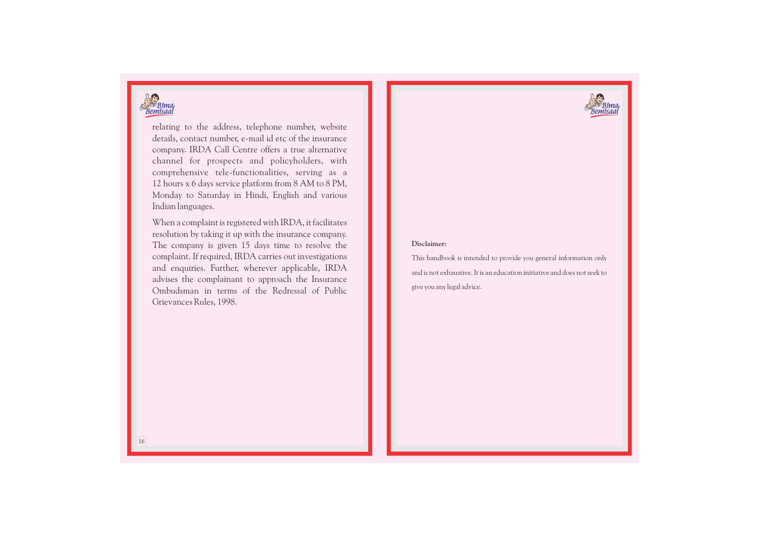relating to the address, telephone number, website details, contact number, e-mail id etc of the insurance company. IRDA Call Centre offers a true alternative channel for prospects and policyholders, with comprehensive tele-functionalities, serving as a 12 hours x 6 days service platform from 8 AM to 8 PM, Monday to Saturday in Hindi, English and various Indian languages.

When a complaint is registered with IRDA, it facilitates resolution by taking it up with the insurance company. The company is given 15 days time to resolve the complaint. If required, IRDA carries out investigations and enquiries. Further, wherever applicable, IRDA advises the complainant to approach the Insurance Ombudsman in terms of the Redressal of Public Grievances Rules, 1998.

**Disclaimer:**

This handbook is intended to provide you general information only and is not exhaustive. It is an education initiative and does not seek to give you any legal advice.